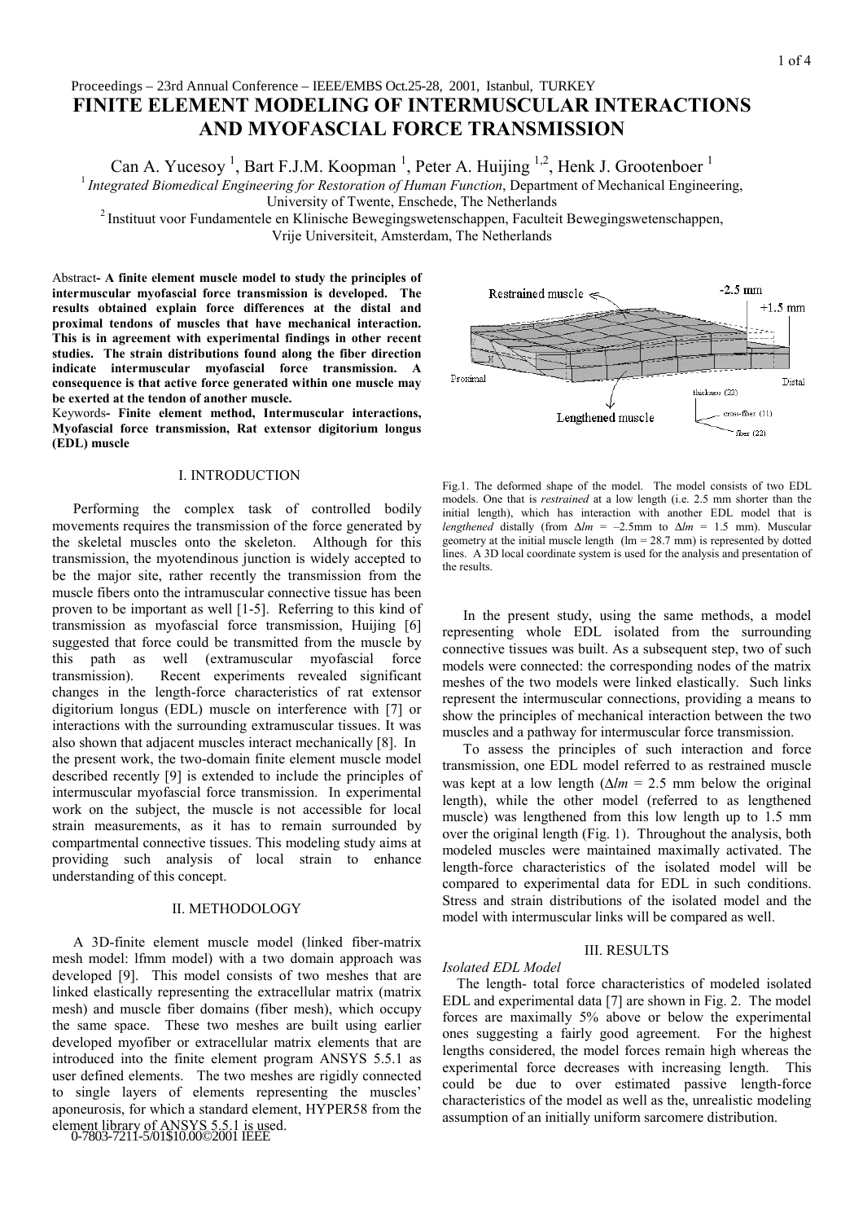Proceedings – 23rd Annual Conference – IEEE/EMBS Oct.25-28, 2001, Istanbul, TURKEY

# FINITE ELEMENT MODELING OF INTERMUSCULAR INTERACTIONS AND MYOFASCIAL FORCE TRANSMISSION

Can A. Yucesoy [1], Bart F.J.M. Koopman [1], Peter A. Huijing [1,2], Henk J. Grootenboer [1]

[1] *Integrated Biomedical Engineering for Restoration of Human Function*, Department of Mechanical Engineering, University of Twente, Enschede, The Netherlands

[2] Instituut voor Fundamentele en Klinische Bewegingswetenschappen, Faculteit Bewegingswetenschappen, Vrije Universiteit, Amsterdam, The Netherlands

Abstract- **A finite element muscle model to study the principles of intermuscular myofascial force transmission is developed. The results obtained explain force differences at the distal and proximal tendons of muscles that have mechanical interaction. This is in agreement with experimental findings in other recent studies. The strain distributions found along the fiber direction indicate intermuscular myofascial force transmission. A consequence is that active force generated within one muscle may be exerted at the tendon of another muscle.**

Keywords- **Finite element method, Intermuscular interactions, Myofascial force transmission, Rat extensor digitorium longus (EDL) muscle**

## I. INTRODUCTION

Performing the complex task of controlled bodily movements requires the transmission of the force generated by the skeletal muscles onto the skeleton. Although for this transmission, the myotendinous junction is widely accepted to be the major site, rather recently the transmission from the muscle fibers onto the intramuscular connective tissue has been proven to be important as well [1-5]. Referring to this kind of transmission as myofascial force transmission, Huijing [6] suggested that force could be transmitted from the muscle by this path as well (extramuscular myofascial force transmission). Recent experiments revealed significant changes in the length-force characteristics of rat extensor digitorium longus (EDL) muscle on interference with [7] or interactions with the surrounding extramuscular tissues. It was also shown that adjacent muscles interact mechanically [8]. In the present work, the two-domain finite element muscle model described recently [9] is extended to include the principles of intermuscular myofascial force transmission. In experimental work on the subject, the muscle is not accessible for local strain measurements, as it has to remain surrounded by compartmental connective tissues. This modeling study aims at providing such analysis of local strain to enhance understanding of this concept.

## II. METHODOLOGY

A 3D-finite element muscle model (linked fiber-matrix mesh model: lfmm model) with a two domain approach was developed [9]. This model consists of two meshes that are linked elastically representing the extracellular matrix (matrix mesh) and muscle fiber domains (fiber mesh), which occupy the same space. These two meshes are built using earlier developed myofiber or extracellular matrix elements that are introduced into the finite element program ANSYS 5.5.1 as user defined elements. The two meshes are rigidly connected to single layers of elements representing the muscles' aponeurosis, for which a standard element, HYPER58 from the element library of ANSYS 5.5.1 is used.

Restrained muscle   -2.5 mm   +1.5 mm   Proximal   Distal   Lengthened muscle   thickness (33)   cross-fiber (11)   fiber (22)

Fig.1. The deformed shape of the model. The model consists of two EDL models. One that is *restrained* at a low length (i.e. 2.5 mm shorter than the initial length), which has interaction with another EDL model that is *lengthened* distally (from $\Delta lm$ = –2.5mm to $\Delta lm$ = 1.5 mm). Muscular geometry at the initial muscle length (lm = 28.7 mm) is represented by dotted lines. A 3D local coordinate system is used for the analysis and presentation of the results.

In the present study, using the same methods, a model representing whole EDL isolated from the surrounding connective tissues was built. As a subsequent step, two of such models were connected: the corresponding nodes of the matrix meshes of the two models were linked elastically. Such links represent the intermuscular connections, providing a means to show the principles of mechanical interaction between the two muscles and a pathway for intermuscular force transmission.

To assess the principles of such interaction and force transmission, one EDL model referred to as restrained muscle was kept at a low length ($\Delta lm$ = 2.5 mm below the original length), while the other model (referred to as lengthened muscle) was lengthened from this low length up to 1.5 mm over the original length (Fig. 1). Throughout the analysis, both modeled muscles were maintained maximally activated. The length-force characteristics of the isolated model will be compared to experimental data for EDL in such conditions. Stress and strain distributions of the isolated model and the model with intermuscular links will be compared as well.

## III. RESULTS

*Isolated EDL Model*

The length- total force characteristics of modeled isolated EDL and experimental data [7] are shown in Fig. 2. The model forces are maximally 5% above or below the experimental ones suggesting a fairly good agreement. For the highest lengths considered, the model forces remain high whereas the experimental force decreases with increasing length. This could be due to over estimated passive length-force characteristics of the model as well as the, unrealistic modeling assumption of an initially uniform sarcomere distribution.

0-7803-7211-5/01$10.00©2001 IEEE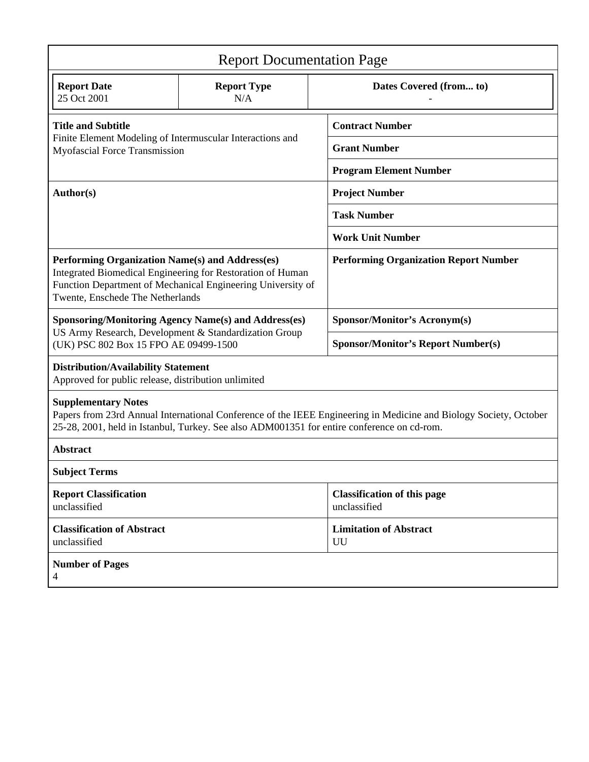# Report Documentation Page

| Report Date | Report Type | Dates Covered (from... to) |
|---|---|---|
| 25 Oct 2001 | N/A | - |

| | |
|---|---|
| **Title and Subtitle**<br>Finite Element Modeling of Intermuscular Interactions and Myofascial Force Transmission | **Contract Number** |
| | **Grant Number** |
| | **Program Element Number** |
| **Author(s)** | **Project Number** |
| | **Task Number** |
| | **Work Unit Number** |
| **Performing Organization Name(s) and Address(es)**<br>Integrated Biomedical Engineering for Restoration of Human Function Department of Mechanical Engineering University of Twente, Enschede The Netherlands | **Performing Organization Report Number** |
| **Sponsoring/Monitoring Agency Name(s) and Address(es)**<br>US Army Research, Development & Standardization Group (UK) PSC 802 Box 15 FPO AE 09499-1500 | **Sponsor/Monitor's Acronym(s)** |
| | **Sponsor/Monitor's Report Number(s)** |

**Distribution/Availability Statement**
Approved for public release, distribution unlimited

**Supplementary Notes**
Papers from 23rd Annual International Conference of the IEEE Engineering in Medicine and Biology Society, October 25-28, 2001, held in Istanbul, Turkey. See also ADM001351 for entire conference on cd-rom.

**Abstract**

**Subject Terms**

| | |
|---|---|
| **Report Classification**<br>unclassified | **Classification of this page**<br>unclassified |
| **Classification of Abstract**<br>unclassified | **Limitation of Abstract**<br>UU |

**Number of Pages**
4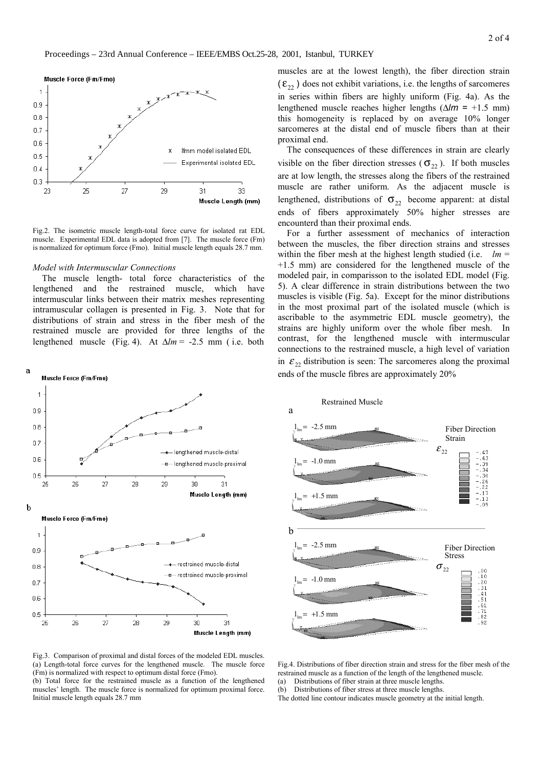Fig.2. The isometric muscle length-total force curve for isolated rat EDL muscle. Experimental EDL data is adopted from [7]. The muscle force (Fm) is normalized for optimum force (Fmo). Initial muscle length equals 28.7 mm.

*Model with Intermuscular Connections*

The muscle length- total force characteristics of the lengthened and the restrained muscle, which have intermuscular links between their matrix meshes representing intramuscular collagen is presented in Fig. 3. Note that for distributions of strain and stress in the fiber mesh of the restrained muscle are provided for three lengths of the lengthened muscle (Fig. 4). At $\Delta lm$ = -2.5 mm ( i.e. both muscles are at the lowest length), the fiber direction strain ($\varepsilon_{22}$) does not exhibit variations, i.e. the lengths of sarcomeres in series within fibers are highly uniform (Fig. 4a). As the lengthened muscle reaches higher lengths ($\Delta lm$ = +1.5 mm) this homogeneity is replaced by on average 10% longer sarcomeres at the distal end of muscle fibers than at their proximal end.

The consequences of these differences in strain are clearly visible on the fiber direction stresses ($\sigma_{22}$). If both muscles are at low length, the stresses along the fibers of the restrained muscle are rather uniform. As the adjacent muscle is lengthened, distributions of $\sigma_{22}$ become apparent: at distal ends of fibers approximately 50% higher stresses are encounterd than their proximal ends.

For a further assessment of mechanics of interaction between the muscles, the fiber direction strains and stresses within the fiber mesh at the highest length studied (i.e. *lm* = +1.5 mm) are considered for the lengthened muscle of the modeled pair, in comparisson to the isolated EDL model (Fig. 5). A clear difference in strain distributions between the two muscles is visible (Fig. 5a). Except for the minor distributions in the most proximal part of the isolated muscle (which is ascribable to the asymmetric EDL muscle geometry), the strains are highly uniform over the whole fiber mesh. In contrast, for the lengthened muscle with intermuscular connections to the restrained muscle, a high level of variation in $\varepsilon_{22}$ distribution is seen: The sarcomeres along the proximal ends of the muscle fibres are approximately 20%

Fig.3. Comparison of proximal and distal forces of the modeled EDL muscles. (a) Length-total force curves for the lengthened muscle. The muscle force (Fm) is normalized with respect to optimum distal force (Fmo).
(b) Total force for the restrained muscle as a function of the lengthened muscles' length. The muscle force is normalized for optimum proximal force. Initial muscle length equals 28.7 mm

Fig.4. Distributions of fiber direction strain and stress for the fiber mesh of the restrained muscle as a function of the length of the lengthened muscle.
(a) Distributions of fiber strain at three muscle lengths.
(b) Distributions of fiber stress at three muscle lengths.
The dotted line contour indicates muscle geometry at the initial length.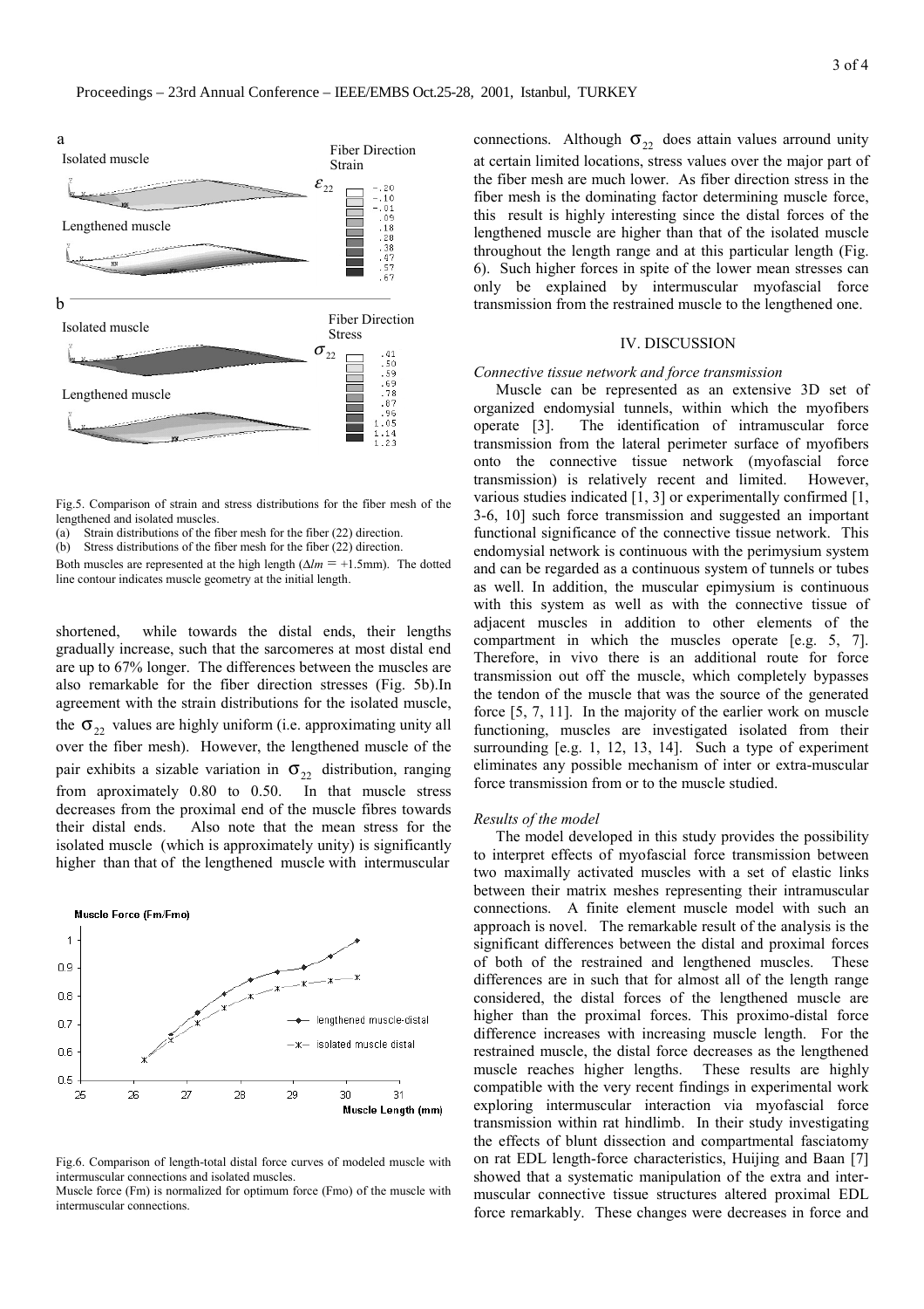Fig.5. Comparison of strain and stress distributions for the fiber mesh of the lengthened and isolated muscles.

(a) Strain distributions of the fiber mesh for the fiber (22) direction.

(b) Stress distributions of the fiber mesh for the fiber (22) direction.

Both muscles are represented at the high length ($\Delta lm = +1.5$mm). The dotted line contour indicates muscle geometry at the initial length.

shortened, while towards the distal ends, their lengths gradually increase, such that the sarcomeres at most distal end are up to 67% longer. The differences between the muscles are also remarkable for the fiber direction stresses (Fig. 5b).In agreement with the strain distributions for the isolated muscle, the $\sigma_{22}$ values are highly uniform (i.e. approximating unity all over the fiber mesh). However, the lengthened muscle of the pair exhibits a sizable variation in $\sigma_{22}$ distribution, ranging from aproximately 0.80 to 0.50. In that muscle stress decreases from the proximal end of the muscle fibres towards their distal ends. Also note that the mean stress for the isolated muscle (which is approximately unity) is significantly higher than that of the lengthened muscle with intermuscular connections. Although $\sigma_{22}$ does attain values arround unity at certain limited locations, stress values over the major part of the fiber mesh are much lower. As fiber direction stress in the fiber mesh is the dominating factor determining muscle force, this result is highly interesting since the distal forces of the lengthened muscle are higher than that of the isolated muscle throughout the length range and at this particular length (Fig. 6). Such higher forces in spite of the lower mean stresses can only be explained by intermuscular myofascial force transmission from the restrained muscle to the lengthened one.

Fig.6. Comparison of length-total distal force curves of modeled muscle with intermuscular connections and isolated muscles.

Muscle force (Fm) is normalized for optimum force (Fmo) of the muscle with intermuscular connections.

## IV. DISCUSSION

### *Connective tissue network and force transmission*

Muscle can be represented as an extensive 3D set of organized endomysial tunnels, within which the myofibers operate [3]. The identification of intramuscular force transmission from the lateral perimeter surface of myofibers onto the connective tissue network (myofascial force transmission) is relatively recent and limited. However, various studies indicated [1, 3] or experimentally confirmed [1, 3-6, 10] such force transmission and suggested an important functional significance of the connective tissue network. This endomysial network is continuous with the perimysium system and can be regarded as a continuous system of tunnels or tubes as well. In addition, the muscular epimysium is continuous with this system as well as with the connective tissue of adjacent muscles in addition to other elements of the compartment in which the muscles operate [e.g. 5, 7]. Therefore, in vivo there is an additional route for force transmission out off the muscle, which completely bypasses the tendon of the muscle that was the source of the generated force [5, 7, 11]. In the majority of the earlier work on muscle functioning, muscles are investigated isolated from their surrounding [e.g. 1, 12, 13, 14]. Such a type of experiment eliminates any possible mechanism of inter or extra-muscular force transmission from or to the muscle studied.

### *Results of the model*

The model developed in this study provides the possibility to interpret effects of myofascial force transmission between two maximally activated muscles with a set of elastic links between their matrix meshes representing their intramuscular connections. A finite element muscle model with such an approach is novel. The remarkable result of the analysis is the significant differences between the distal and proximal forces of both of the restrained and lengthened muscles. These differences are in such that for almost all of the length range considered, the distal forces of the lengthened muscle are higher than the proximal forces. This proximo-distal force difference increases with increasing muscle length. For the restrained muscle, the distal force decreases as the lengthened muscle reaches higher lengths. These results are highly compatible with the very recent findings in experimental work exploring intermuscular interaction via myofascial force transmission within rat hindlimb. In their study investigating the effects of blunt dissection and compartmental fasciatomy on rat EDL length-force characteristics, Huijing and Baan [7] showed that a systematic manipulation of the extra and inter-muscular connective tissue structures altered proximal EDL force remarkably. These changes were decreases in force and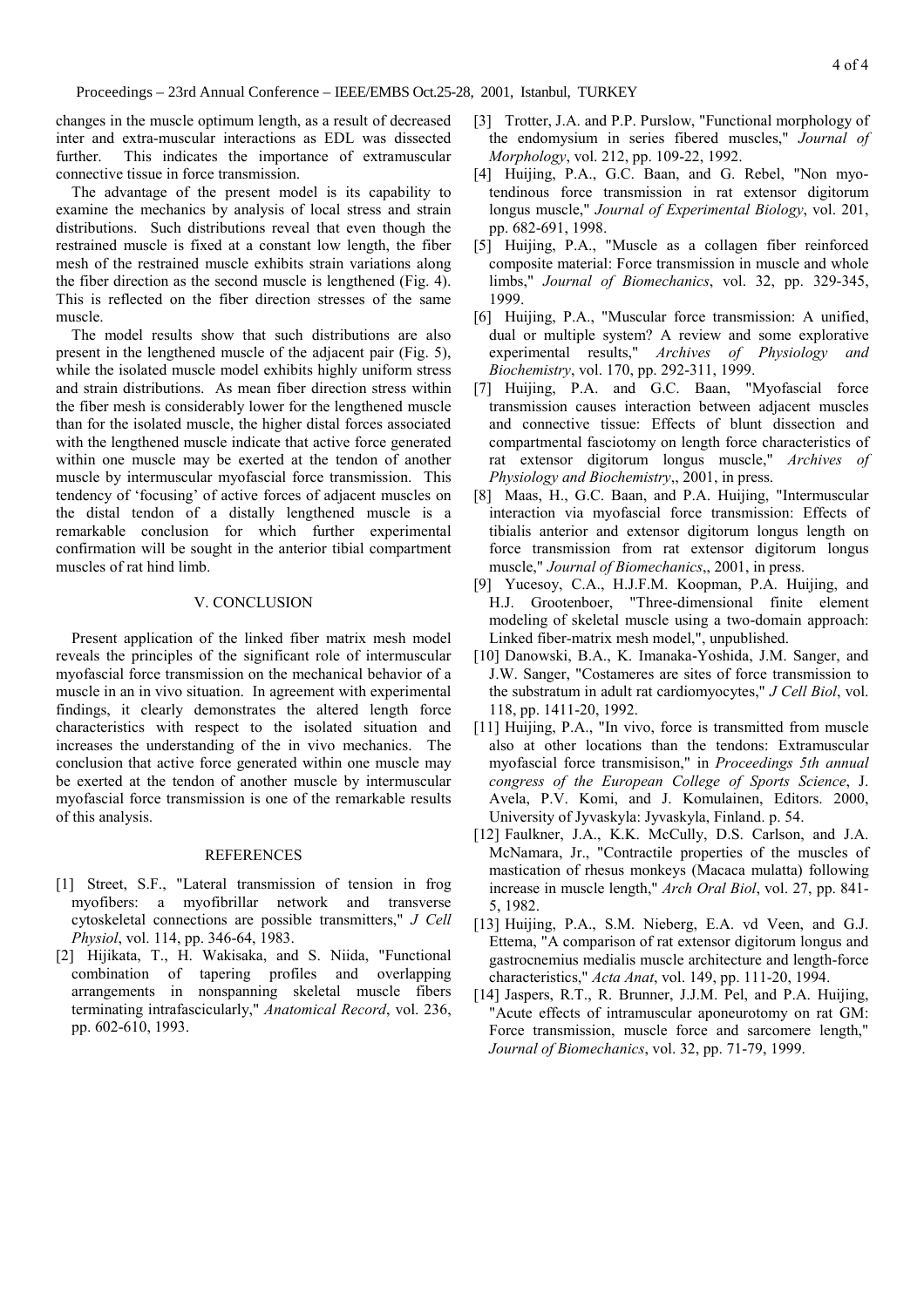changes in the muscle optimum length, as a result of decreased inter and extra-muscular interactions as EDL was dissected further. This indicates the importance of extramuscular connective tissue in force transmission.

The advantage of the present model is its capability to examine the mechanics by analysis of local stress and strain distributions. Such distributions reveal that even though the restrained muscle is fixed at a constant low length, the fiber mesh of the restrained muscle exhibits strain variations along the fiber direction as the second muscle is lengthened (Fig. 4). This is reflected on the fiber direction stresses of the same muscle.

The model results show that such distributions are also present in the lengthened muscle of the adjacent pair (Fig. 5), while the isolated muscle model exhibits highly uniform stress and strain distributions. As mean fiber direction stress within the fiber mesh is considerably lower for the lengthened muscle than for the isolated muscle, the higher distal forces associated with the lengthened muscle indicate that active force generated within one muscle may be exerted at the tendon of another muscle by intermuscular myofascial force transmission. This tendency of 'focusing' of active forces of adjacent muscles on the distal tendon of a distally lengthened muscle is a remarkable conclusion for which further experimental confirmation will be sought in the anterior tibial compartment muscles of rat hind limb.

## V. CONCLUSION

Present application of the linked fiber matrix mesh model reveals the principles of the significant role of intermuscular myofascial force transmission on the mechanical behavior of a muscle in an in vivo situation. In agreement with experimental findings, it clearly demonstrates the altered length force characteristics with respect to the isolated situation and increases the understanding of the in vivo mechanics. The conclusion that active force generated within one muscle may be exerted at the tendon of another muscle by intermuscular myofascial force transmission is one of the remarkable results of this analysis.

## REFERENCES

[1] Street, S.F., "Lateral transmission of tension in frog myofibers: a myofibrillar network and transverse cytoskeletal connections are possible transmitters," *J Cell Physiol*, vol. 114, pp. 346-64, 1983.

[2] Hijikata, T., H. Wakisaka, and S. Niida, "Functional combination of tapering profiles and overlapping arrangements in nonspanning skeletal muscle fibers terminating intrafascicularly," *Anatomical Record*, vol. 236, pp. 602-610, 1993.

[3] Trotter, J.A. and P.P. Purslow, "Functional morphology of the endomysium in series fibered muscles," *Journal of Morphology*, vol. 212, pp. 109-22, 1992.

[4] Huijing, P.A., G.C. Baan, and G. Rebel, "Non myo-tendinous force transmission in rat extensor digitorum longus muscle," *Journal of Experimental Biology*, vol. 201, pp. 682-691, 1998.

[5] Huijing, P.A., "Muscle as a collagen fiber reinforced composite material: Force transmission in muscle and whole limbs," *Journal of Biomechanics*, vol. 32, pp. 329-345, 1999.

[6] Huijing, P.A., "Muscular force transmission: A unified, dual or multiple system? A review and some explorative experimental results," *Archives of Physiology and Biochemistry*, vol. 170, pp. 292-311, 1999.

[7] Huijing, P.A. and G.C. Baan, "Myofascial force transmission causes interaction between adjacent muscles and connective tissue: Effects of blunt dissection and compartmental fasciotomy on length force characteristics of rat extensor digitorum longus muscle," *Archives of Physiology and Biochemistry*,, 2001, in press.

[8] Maas, H., G.C. Baan, and P.A. Huijing, "Intermuscular interaction via myofascial force transmission: Effects of tibialis anterior and extensor digitorum longus length on force transmission from rat extensor digitorum longus muscle," *Journal of Biomechanics*,, 2001, in press.

[9] Yucesoy, C.A., H.J.F.M. Koopman, P.A. Huijing, and H.J. Grootenboer, "Three-dimensional finite element modeling of skeletal muscle using a two-domain approach: Linked fiber-matrix mesh model,", unpublished.

[10] Danowski, B.A., K. Imanaka-Yoshida, J.M. Sanger, and J.W. Sanger, "Costameres are sites of force transmission to the substratum in adult rat cardiomyocytes," *J Cell Biol*, vol. 118, pp. 1411-20, 1992.

[11] Huijing, P.A., "In vivo, force is transmitted from muscle also at other locations than the tendons: Extramuscular myofascial force transmisison," in *Proceedings 5th annual congress of the European College of Sports Science*, J. Avela, P.V. Komi, and J. Komulainen, Editors. 2000, University of Jyvaskyla: Jyvaskyla, Finland. p. 54.

[12] Faulkner, J.A., K.K. McCully, D.S. Carlson, and J.A. McNamara, Jr., "Contractile properties of the muscles of mastication of rhesus monkeys (Macaca mulatta) following increase in muscle length," *Arch Oral Biol*, vol. 27, pp. 841-5, 1982.

[13] Huijing, P.A., S.M. Nieberg, E.A. vd Veen, and G.J. Ettema, "A comparison of rat extensor digitorum longus and gastrocnemius medialis muscle architecture and length-force characteristics," *Acta Anat*, vol. 149, pp. 111-20, 1994.

[14] Jaspers, R.T., R. Brunner, J.J.M. Pel, and P.A. Huijing, "Acute effects of intramuscular aponeurotomy on rat GM: Force transmission, muscle force and sarcomere length," *Journal of Biomechanics*, vol. 32, pp. 71-79, 1999.